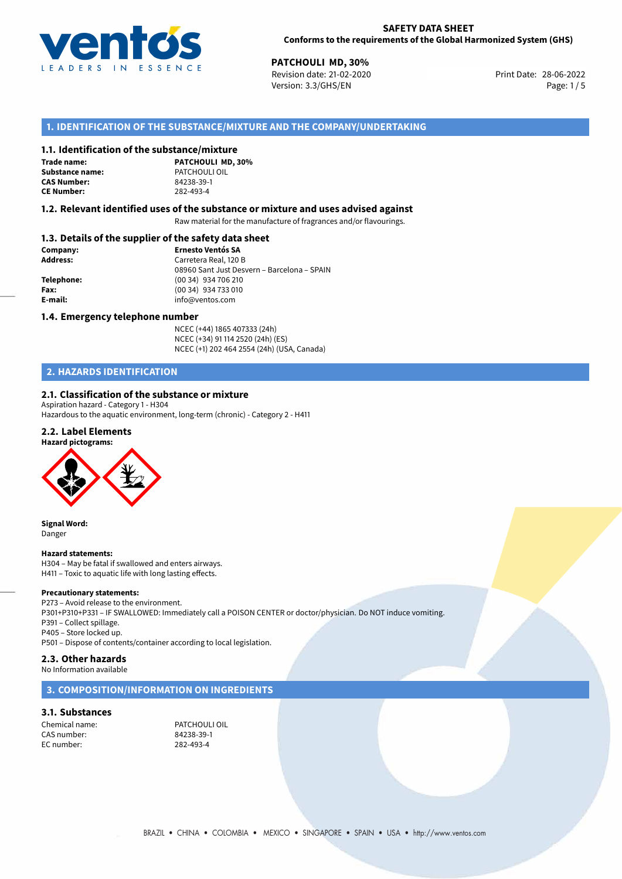**SAFETY DATA SHEET**
**Conforms to the requirements of the Global Harmonized System (GHS)**

**PATCHOULI MD, 30%**
Revision date: 21-02-2020
Version: 3.3/GHS/EN

Print Date: 28-06-2022

## 1. IDENTIFICATION OF THE SUBSTANCE/MIXTURE AND THE COMPANY/UNDERTAKING

### 1.1. Identification of the substance/mixture

**Trade name:** **PATCHOULI MD, 30%**
**Substance name:** PATCHOULI OIL
**CAS Number:** 84238-39-1
**CE Number:** 282-493-4

### 1.2. Relevant identified uses of the substance or mixture and uses advised against

Raw material for the manufacture of fragrances and/or flavourings.

### 1.3. Details of the supplier of the safety data sheet

**Company:** **Ernesto Ventós SA**
**Address:** Carretera Real, 120 B
08960 Sant Just Desvern – Barcelona – SPAIN
**Telephone:** (00 34) 934 706 210
**Fax:** (00 34) 934 733 010
**E-mail:** info@ventos.com

### 1.4. Emergency telephone number

NCEC (+44) 1865 407333 (24h)
NCEC (+34) 91 114 2520 (24h) (ES)
NCEC (+1) 202 464 2554 (24h) (USA, Canada)

## 2. HAZARDS IDENTIFICATION

### 2.1. Classification of the substance or mixture

Aspiration hazard - Category 1 - H304
Hazardous to the aquatic environment, long-term (chronic) - Category 2 - H411

### 2.2. Label Elements

**Hazard pictograms:**

**Signal Word:**
Danger

**Hazard statements:**
H304 – May be fatal if swallowed and enters airways.
H411 – Toxic to aquatic life with long lasting effects.

**Precautionary statements:**
P273 – Avoid release to the environment.
P301+P310+P331 – IF SWALLOWED: Immediately call a POISON CENTER or doctor/physician. Do NOT induce vomiting.
P391 – Collect spillage.
P405 – Store locked up.
P501 – Dispose of contents/container according to local legislation.

### 2.3. Other hazards

No Information available

## 3. COMPOSITION/INFORMATION ON INGREDIENTS

### 3.1. Substances

Chemical name: PATCHOULI OIL
CAS number: 84238-39-1
EC number: 282-493-4

BRAZIL • CHINA • COLOMBIA • MEXICO • SINGAPORE • SPAIN • USA • http://www.ventos.com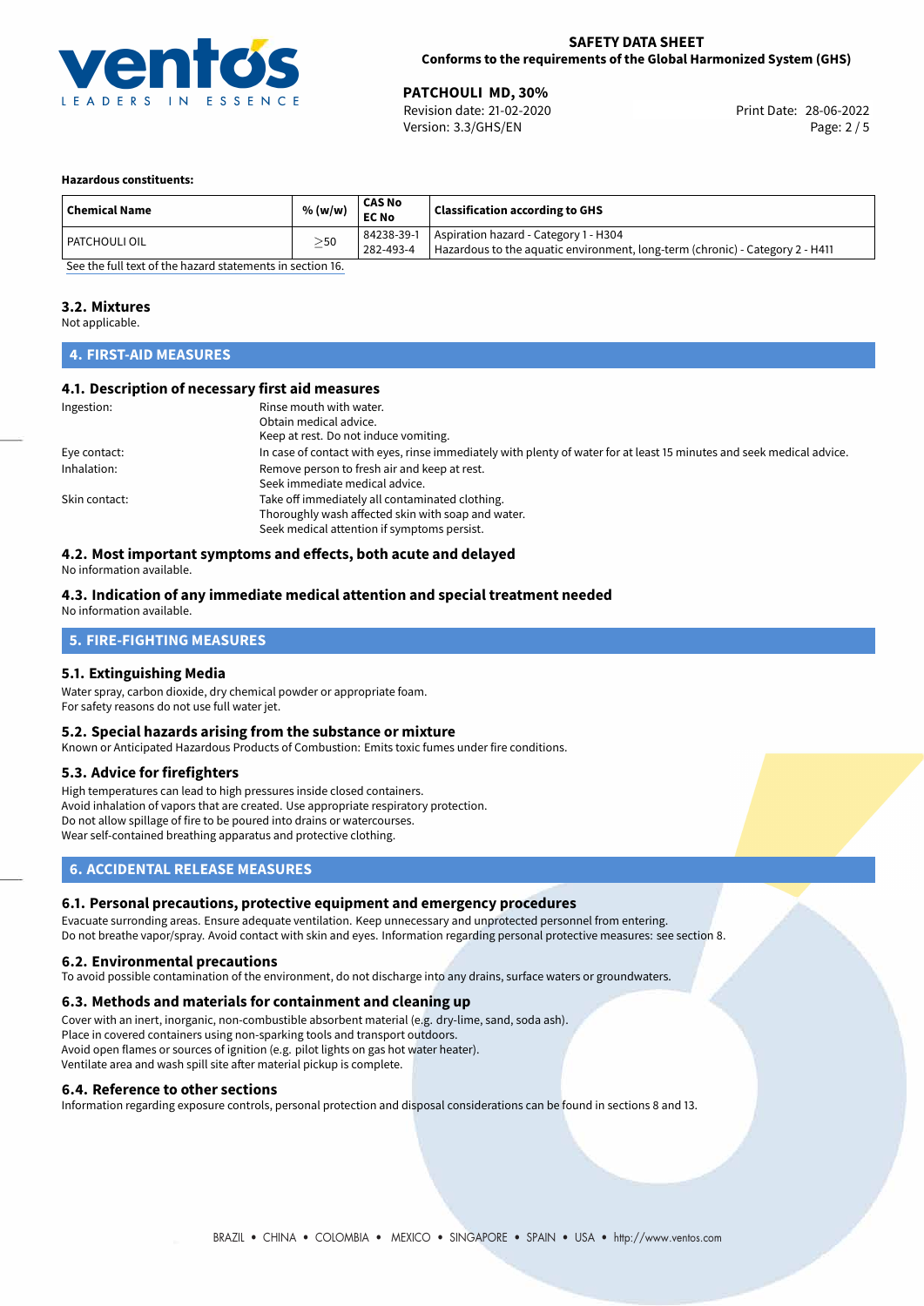**Hazardous constituents:**

| Chemical Name | % (w/w) | CAS No<br>EC No | Classification according to GHS |
|---|---|---|---|
| PATCHOULI OIL | ≥50 | 84238-39-1<br>282-493-4 | Aspiration hazard - Category 1 - H304<br>Hazardous to the aquatic environment, long-term (chronic) - Category 2 - H411 |

See the full text of the hazard statements in section 16.

### 3.2. Mixtures

Not applicable.

## 4. FIRST-AID MEASURES

### 4.1. Description of necessary first aid measures

Ingestion: Rinse mouth with water.
Obtain medical advice.
Keep at rest. Do not induce vomiting.

Eye contact: In case of contact with eyes, rinse immediately with plenty of water for at least 15 minutes and seek medical advice.

Inhalation: Remove person to fresh air and keep at rest.
Seek immediate medical advice.

Skin contact: Take off immediately all contaminated clothing.
Thoroughly wash affected skin with soap and water.
Seek medical attention if symptoms persist.

### 4.2. Most important symptoms and effects, both acute and delayed

No information available.

### 4.3. Indication of any immediate medical attention and special treatment needed

No information available.

## 5. FIRE-FIGHTING MEASURES

### 5.1. Extinguishing Media

Water spray, carbon dioxide, dry chemical powder or appropriate foam.
For safety reasons do not use full water jet.

### 5.2. Special hazards arising from the substance or mixture

Known or Anticipated Hazardous Products of Combustion: Emits toxic fumes under fire conditions.

### 5.3. Advice for firefighters

High temperatures can lead to high pressures inside closed containers.
Avoid inhalation of vapors that are created. Use appropriate respiratory protection.
Do not allow spillage of fire to be poured into drains or watercourses.
Wear self-contained breathing apparatus and protective clothing.

## 6. ACCIDENTAL RELEASE MEASURES

### 6.1. Personal precautions, protective equipment and emergency procedures

Evacuate surronding areas. Ensure adequate ventilation. Keep unnecessary and unprotected personnel from entering.
Do not breathe vapor/spray. Avoid contact with skin and eyes. Information regarding personal protective measures: see section 8.

### 6.2. Environmental precautions

To avoid possible contamination of the environment, do not discharge into any drains, surface waters or groundwaters.

### 6.3. Methods and materials for containment and cleaning up

Cover with an inert, inorganic, non-combustible absorbent material (e.g. dry-lime, sand, soda ash).
Place in covered containers using non-sparking tools and transport outdoors.
Avoid open flames or sources of ignition (e.g. pilot lights on gas hot water heater).
Ventilate area and wash spill site after material pickup is complete.

### 6.4. Reference to other sections

Information regarding exposure controls, personal protection and disposal considerations can be found in sections 8 and 13.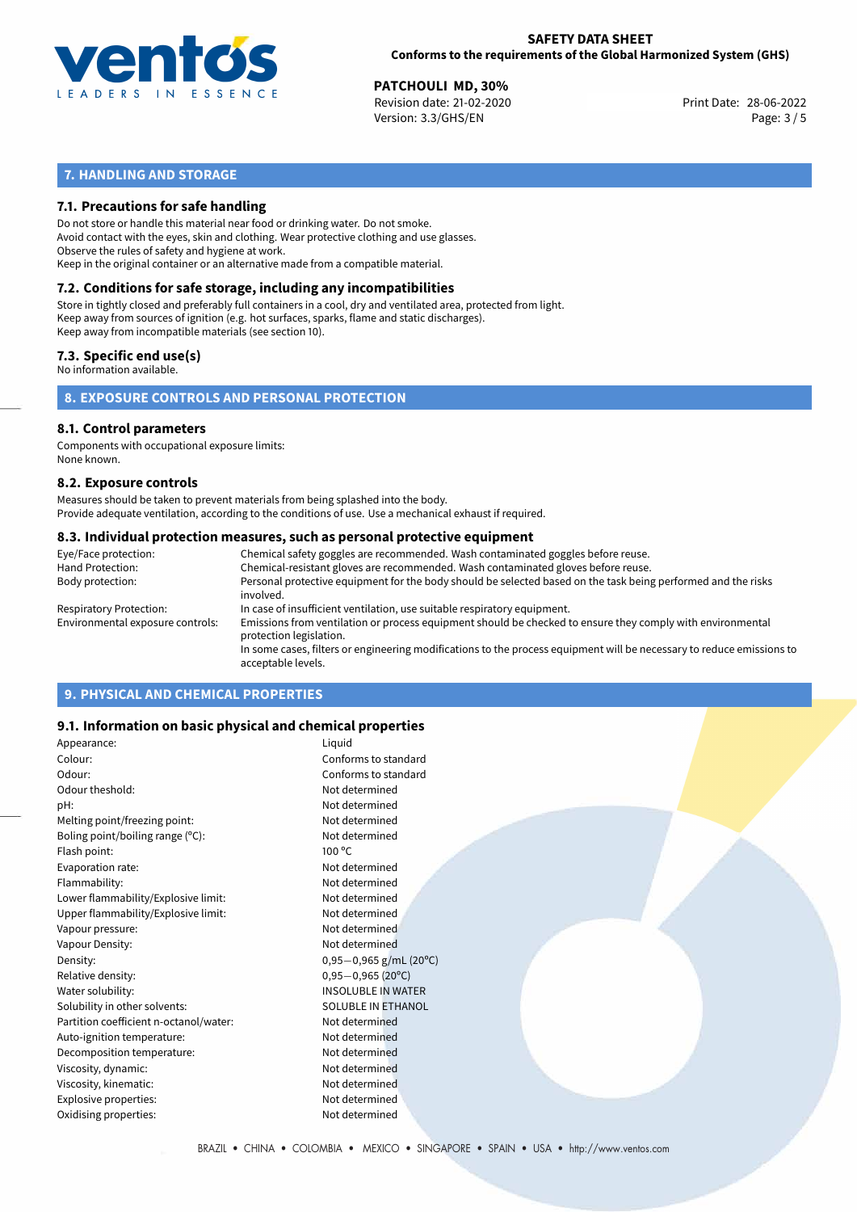## 7. HANDLING AND STORAGE

### 7.1. Precautions for safe handling

Do not store or handle this material near food or drinking water. Do not smoke.
Avoid contact with the eyes, skin and clothing. Wear protective clothing and use glasses.
Observe the rules of safety and hygiene at work.
Keep in the original container or an alternative made from a compatible material.

### 7.2. Conditions for safe storage, including any incompatibilities

Store in tightly closed and preferably full containers in a cool, dry and ventilated area, protected from light.
Keep away from sources of ignition (e.g. hot surfaces, sparks, flame and static discharges).
Keep away from incompatible materials (see section 10).

### 7.3. Specific end use(s)

No information available.

## 8. EXPOSURE CONTROLS AND PERSONAL PROTECTION

### 8.1. Control parameters

Components with occupational exposure limits:
None known.

### 8.2. Exposure controls

Measures should be taken to prevent materials from being splashed into the body.
Provide adequate ventilation, according to the conditions of use. Use a mechanical exhaust if required.

### 8.3. Individual protection measures, such as personal protective equipment

| | |
|---|---|
| Eye/Face protection: | Chemical safety goggles are recommended. Wash contaminated goggles before reuse. |
| Hand Protection: | Chemical-resistant gloves are recommended. Wash contaminated gloves before reuse. |
| Body protection: | Personal protective equipment for the body should be selected based on the task being performed and the risks involved. |
| Respiratory Protection: | In case of insufficient ventilation, use suitable respiratory equipment. |
| Environmental exposure controls: | Emissions from ventilation or process equipment should be checked to ensure they comply with environmental protection legislation. In some cases, filters or engineering modifications to the process equipment will be necessary to reduce emissions to acceptable levels. |

## 9. PHYSICAL AND CHEMICAL PROPERTIES

### 9.1. Information on basic physical and chemical properties

| | |
|---|---|
| Appearance: | Liquid |
| Colour: | Conforms to standard |
| Odour: | Conforms to standard |
| Odour theshold: | Not determined |
| pH: | Not determined |
| Melting point/freezing point: | Not determined |
| Boling point/boiling range (°C): | Not determined |
| Flash point: | 100 °C |
| Evaporation rate: | Not determined |
| Flammability: | Not determined |
| Lower flammability/Explosive limit: | Not determined |
| Upper flammability/Explosive limit: | Not determined |
| Vapour pressure: | Not determined |
| Vapour Density: | Not determined |
| Density: | 0,95−0,965 g/mL (20°C) |
| Relative density: | 0,95−0,965 (20°C) |
| Water solubility: | INSOLUBLE IN WATER |
| Solubility in other solvents: | SOLUBLE IN ETHANOL |
| Partition coefficient n-octanol/water: | Not determined |
| Auto-ignition temperature: | Not determined |
| Decomposition temperature: | Not determined |
| Viscosity, dynamic: | Not determined |
| Viscosity, kinematic: | Not determined |
| Explosive properties: | Not determined |
| Oxidising properties: | Not determined |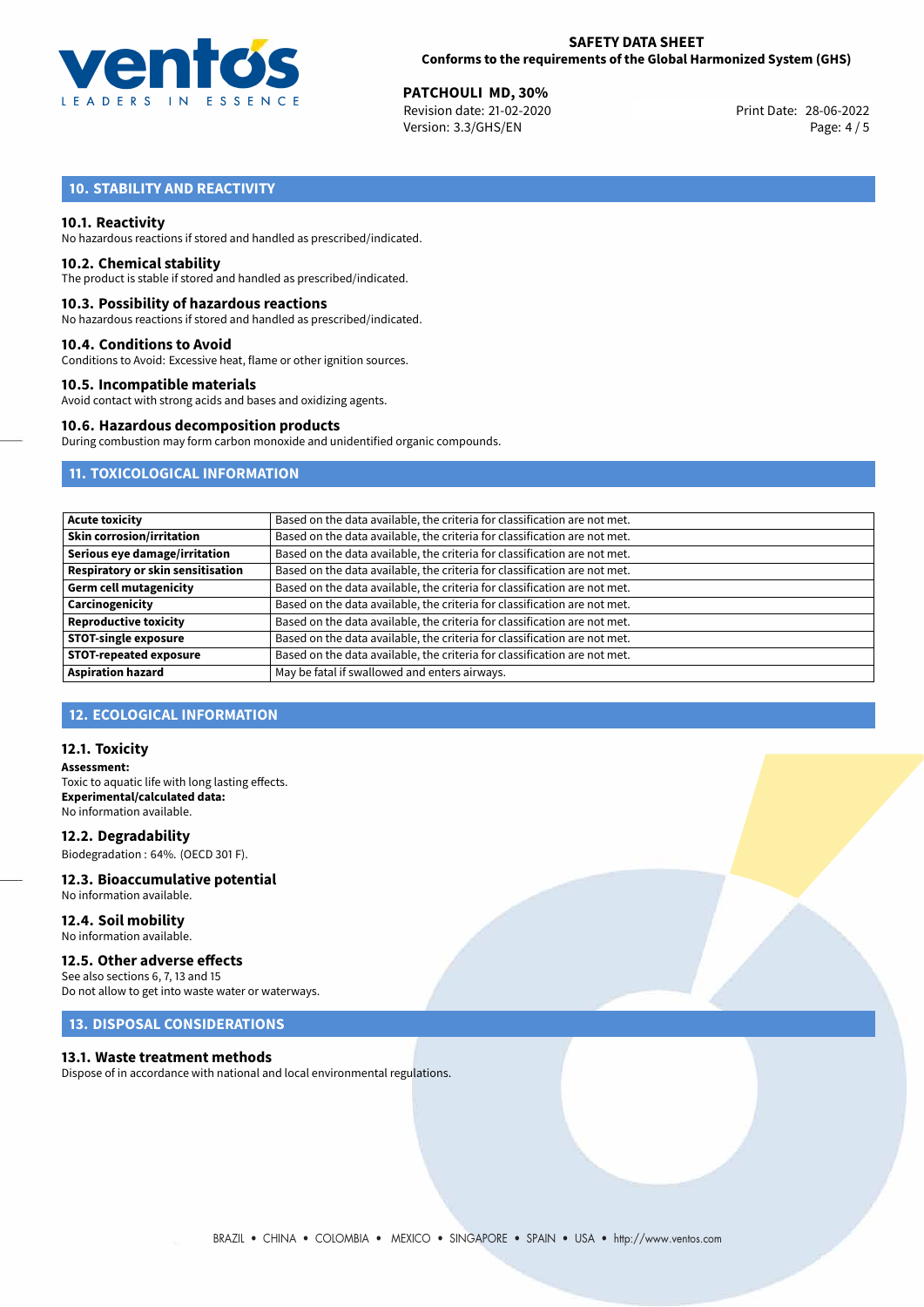## 10. STABILITY AND REACTIVITY

### 10.1. Reactivity
No hazardous reactions if stored and handled as prescribed/indicated.

### 10.2. Chemical stability
The product is stable if stored and handled as prescribed/indicated.

### 10.3. Possibility of hazardous reactions
No hazardous reactions if stored and handled as prescribed/indicated.

### 10.4. Conditions to Avoid
Conditions to Avoid: Excessive heat, flame or other ignition sources.

### 10.5. Incompatible materials
Avoid contact with strong acids and bases and oxidizing agents.

### 10.6. Hazardous decomposition products
During combustion may form carbon monoxide and unidentified organic compounds.

## 11. TOXICOLOGICAL INFORMATION

| | |
|---|---|
| **Acute toxicity** | Based on the data available, the criteria for classification are not met. |
| **Skin corrosion/irritation** | Based on the data available, the criteria for classification are not met. |
| **Serious eye damage/irritation** | Based on the data available, the criteria for classification are not met. |
| **Respiratory or skin sensitisation** | Based on the data available, the criteria for classification are not met. |
| **Germ cell mutagenicity** | Based on the data available, the criteria for classification are not met. |
| **Carcinogenicity** | Based on the data available, the criteria for classification are not met. |
| **Reproductive toxicity** | Based on the data available, the criteria for classification are not met. |
| **STOT-single exposure** | Based on the data available, the criteria for classification are not met. |
| **STOT-repeated exposure** | Based on the data available, the criteria for classification are not met. |
| **Aspiration hazard** | May be fatal if swallowed and enters airways. |

## 12. ECOLOGICAL INFORMATION

### 12.1. Toxicity
**Assessment:**
Toxic to aquatic life with long lasting effects.
**Experimental/calculated data:**
No information available.

### 12.2. Degradability
Biodegradation : 64%. (OECD 301 F).

### 12.3. Bioaccumulative potential
No information available.

### 12.4. Soil mobility
No information available.

### 12.5. Other adverse effects
See also sections 6, 7, 13 and 15
Do not allow to get into waste water or waterways.

## 13. DISPOSAL CONSIDERATIONS

### 13.1. Waste treatment methods
Dispose of in accordance with national and local environmental regulations.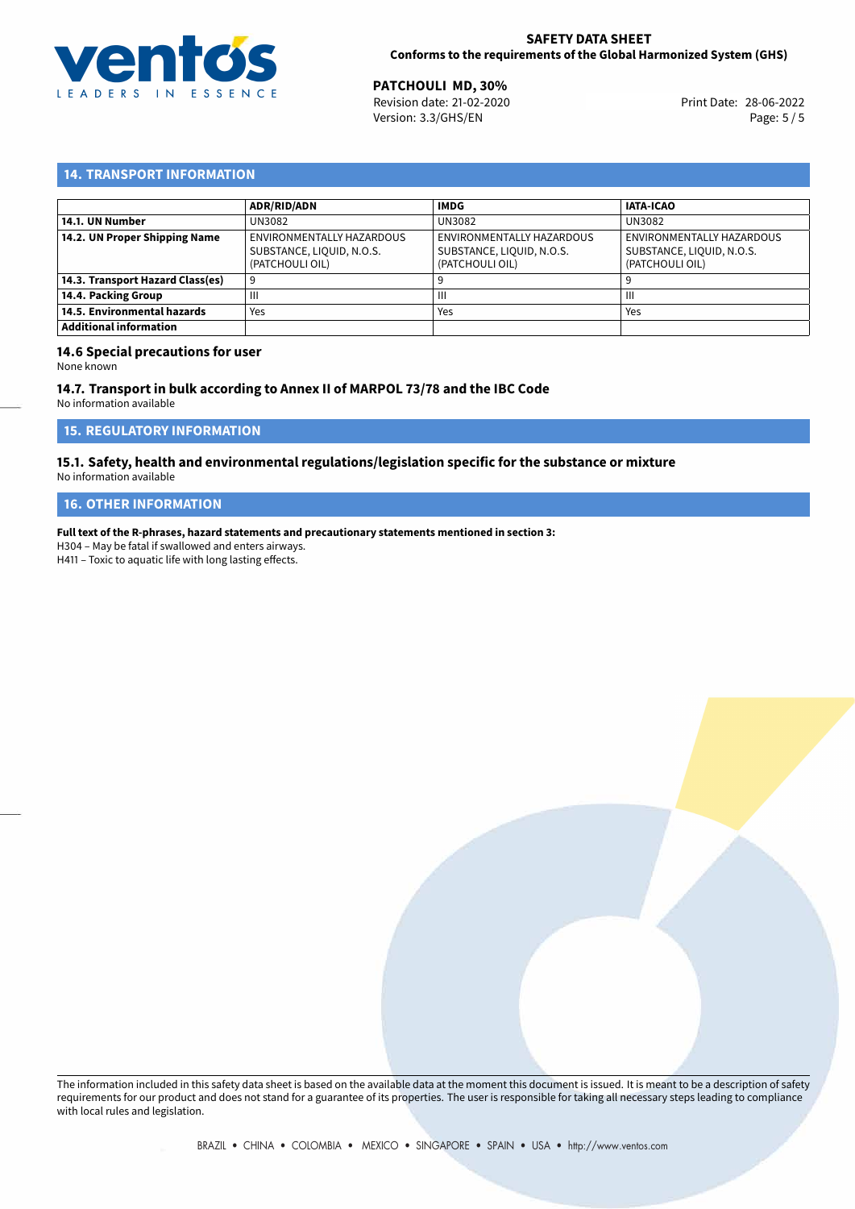## 14. TRANSPORT INFORMATION

| | ADR/RID/ADN | IMDG | IATA-ICAO |
|---|---|---|---|
| **14.1. UN Number** | UN3082 | UN3082 | UN3082 |
| **14.2. UN Proper Shipping Name** | ENVIRONMENTALLY HAZARDOUS SUBSTANCE, LIQUID, N.O.S. (PATCHOULI OIL) | ENVIRONMENTALLY HAZARDOUS SUBSTANCE, LIQUID, N.O.S. (PATCHOULI OIL) | ENVIRONMENTALLY HAZARDOUS SUBSTANCE, LIQUID, N.O.S. (PATCHOULI OIL) |
| **14.3. Transport Hazard Class(es)** | 9 | 9 | 9 |
| **14.4. Packing Group** | III | III | III |
| **14.5. Environmental hazards** | Yes | Yes | Yes |
| **Additional information** | | | |

### 14.6 Special precautions for user

None known

### 14.7. Transport in bulk according to Annex II of MARPOL 73/78 and the IBC Code

No information available

## 15. REGULATORY INFORMATION

### 15.1. Safety, health and environmental regulations/legislation specific for the substance or mixture

No information available

## 16. OTHER INFORMATION

**Full text of the R-phrases, hazard statements and precautionary statements mentioned in section 3:**

H304 – May be fatal if swallowed and enters airways.
H411 – Toxic to aquatic life with long lasting effects.

The information included in this safety data sheet is based on the available data at the moment this document is issued. It is meant to be a description of safety requirements for our product and does not stand for a guarantee of its properties. The user is responsible for taking all necessary steps leading to compliance with local rules and legislation.

BRAZIL • CHINA • COLOMBIA • MEXICO • SINGAPORE • SPAIN • USA • http://www.ventos.com